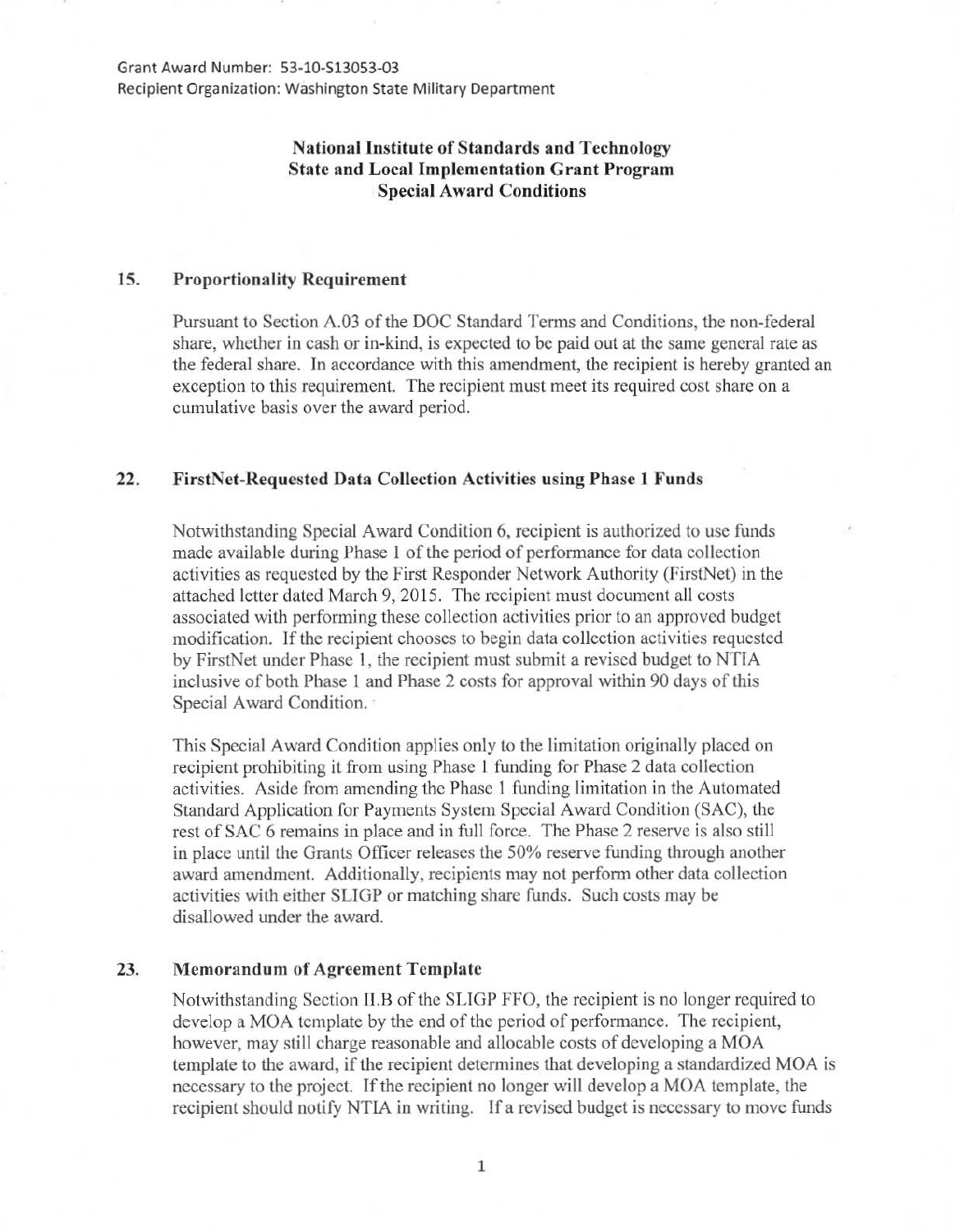Grant Award Number: 53-10-S13053-03
Recipient Organization: Washington State Military Department

**National Institute of Standards and Technology**
**State and Local Implementation Grant Program**
**Special Award Conditions**

**15. Proportionality Requirement**

Pursuant to Section A.03 of the DOC Standard Terms and Conditions, the non-federal share, whether in cash or in-kind, is expected to be paid out at the same general rate as the federal share. In accordance with this amendment, the recipient is hereby granted an exception to this requirement. The recipient must meet its required cost share on a cumulative basis over the award period.

**22. FirstNet-Requested Data Collection Activities using Phase 1 Funds**

Notwithstanding Special Award Condition 6, recipient is authorized to use funds made available during Phase 1 of the period of performance for data collection activities as requested by the First Responder Network Authority (FirstNet) in the attached letter dated March 9, 2015. The recipient must document all costs associated with performing these collection activities prior to an approved budget modification. If the recipient chooses to begin data collection activities requested by FirstNet under Phase 1, the recipient must submit a revised budget to NTIA inclusive of both Phase 1 and Phase 2 costs for approval within 90 days of this Special Award Condition.

This Special Award Condition applies only to the limitation originally placed on recipient prohibiting it from using Phase 1 funding for Phase 2 data collection activities. Aside from amending the Phase 1 funding limitation in the Automated Standard Application for Payments System Special Award Condition (SAC), the rest of SAC 6 remains in place and in full force. The Phase 2 reserve is also still in place until the Grants Officer releases the 50% reserve funding through another award amendment. Additionally, recipients may not perform other data collection activities with either SLIGP or matching share funds. Such costs may be disallowed under the award.

**23. Memorandum of Agreement Template**

Notwithstanding Section II.B of the SLIGP FFO, the recipient is no longer required to develop a MOA template by the end of the period of performance. The recipient, however, may still charge reasonable and allocable costs of developing a MOA template to the award, if the recipient determines that developing a standardized MOA is necessary to the project. If the recipient no longer will develop a MOA template, the recipient should notify NTIA in writing. If a revised budget is necessary to move funds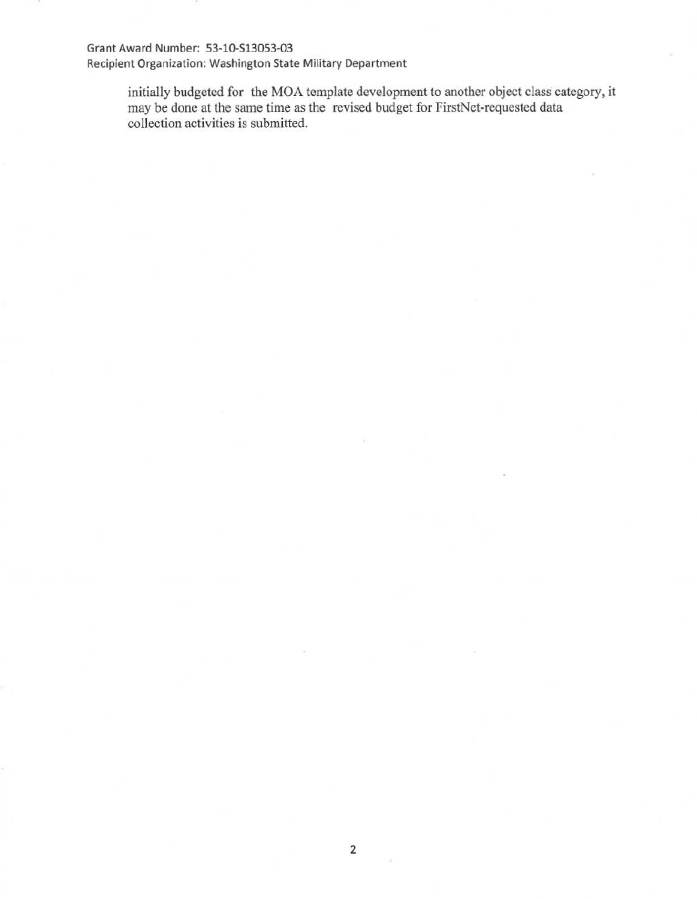initially budgeted for the MOA template development to another object class category, it may be done at the same time as the revised budget for FirstNet-requested data collection activities is submitted.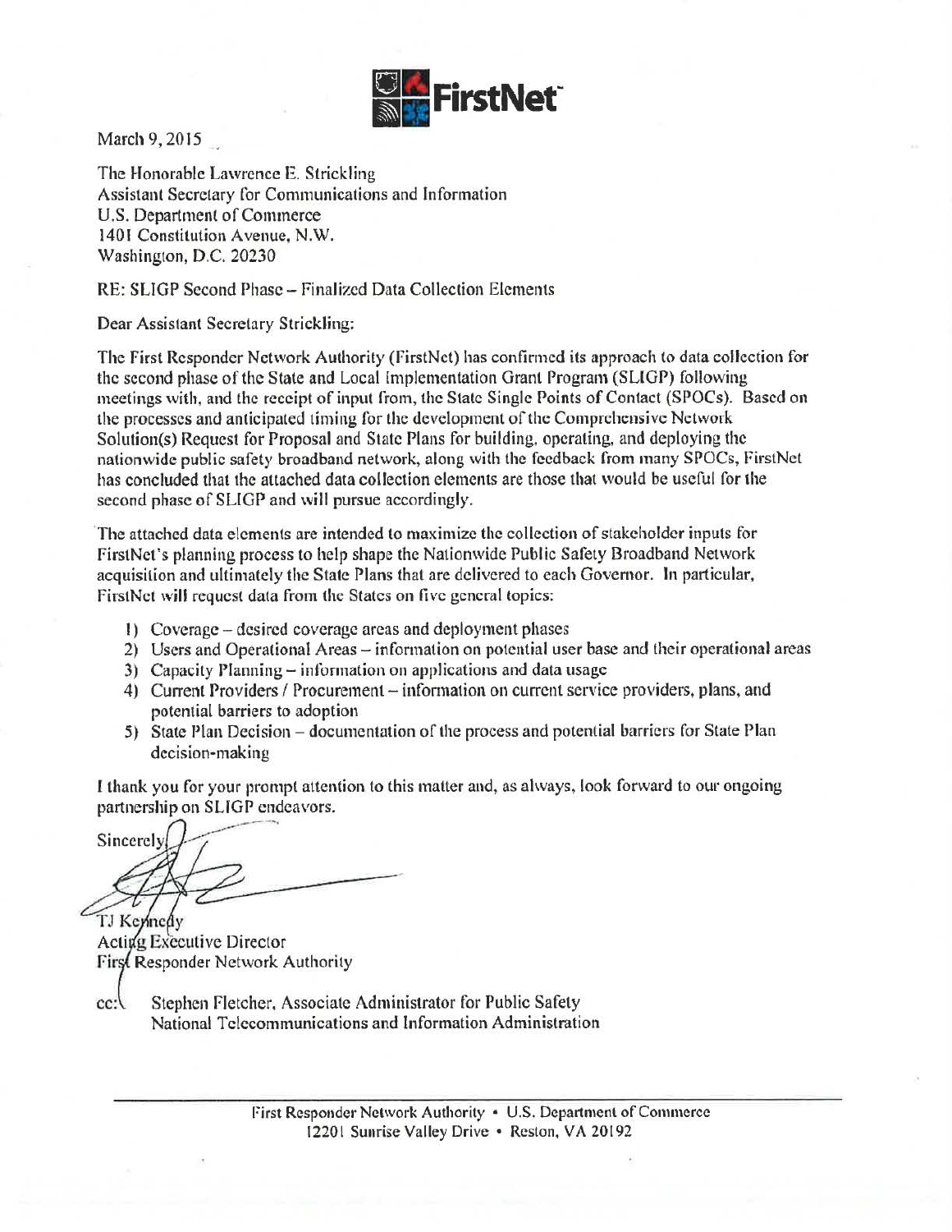FirstNet

March 9, 2015

The Honorable Lawrence E. Strickling
Assistant Secretary for Communications and Information
U.S. Department of Commerce
1401 Constitution Avenue, N.W.
Washington, D.C. 20230

RE: SLIGP Second Phase – Finalized Data Collection Elements

Dear Assistant Secretary Strickling:

The First Responder Network Authority (FirstNet) has confirmed its approach to data collection for the second phase of the State and Local Implementation Grant Program (SLIGP) following meetings with, and the receipt of input from, the State Single Points of Contact (SPOCs). Based on the processes and anticipated timing for the development of the Comprehensive Network Solution(s) Request for Proposal and State Plans for building, operating, and deploying the nationwide public safety broadband network, along with the feedback from many SPOCs, FirstNet has concluded that the attached data collection elements are those that would be useful for the second phase of SLIGP and will pursue accordingly.

The attached data elements are intended to maximize the collection of stakeholder inputs for FirstNet's planning process to help shape the Nationwide Public Safety Broadband Network acquisition and ultimately the State Plans that are delivered to each Governor. In particular, FirstNet will request data from the States on five general topics:

1) Coverage – desired coverage areas and deployment phases
2) Users and Operational Areas – information on potential user base and their operational areas
3) Capacity Planning – information on applications and data usage
4) Current Providers / Procurement – information on current service providers, plans, and potential barriers to adoption
5) State Plan Decision – documentation of the process and potential barriers for State Plan decision-making

I thank you for your prompt attention to this matter and, as always, look forward to our ongoing partnership on SLIGP endeavors.

Sincerely,

TJ Kennedy
Acting Executive Director
First Responder Network Authority

cc: Stephen Fletcher, Associate Administrator for Public Safety
National Telecommunications and Information Administration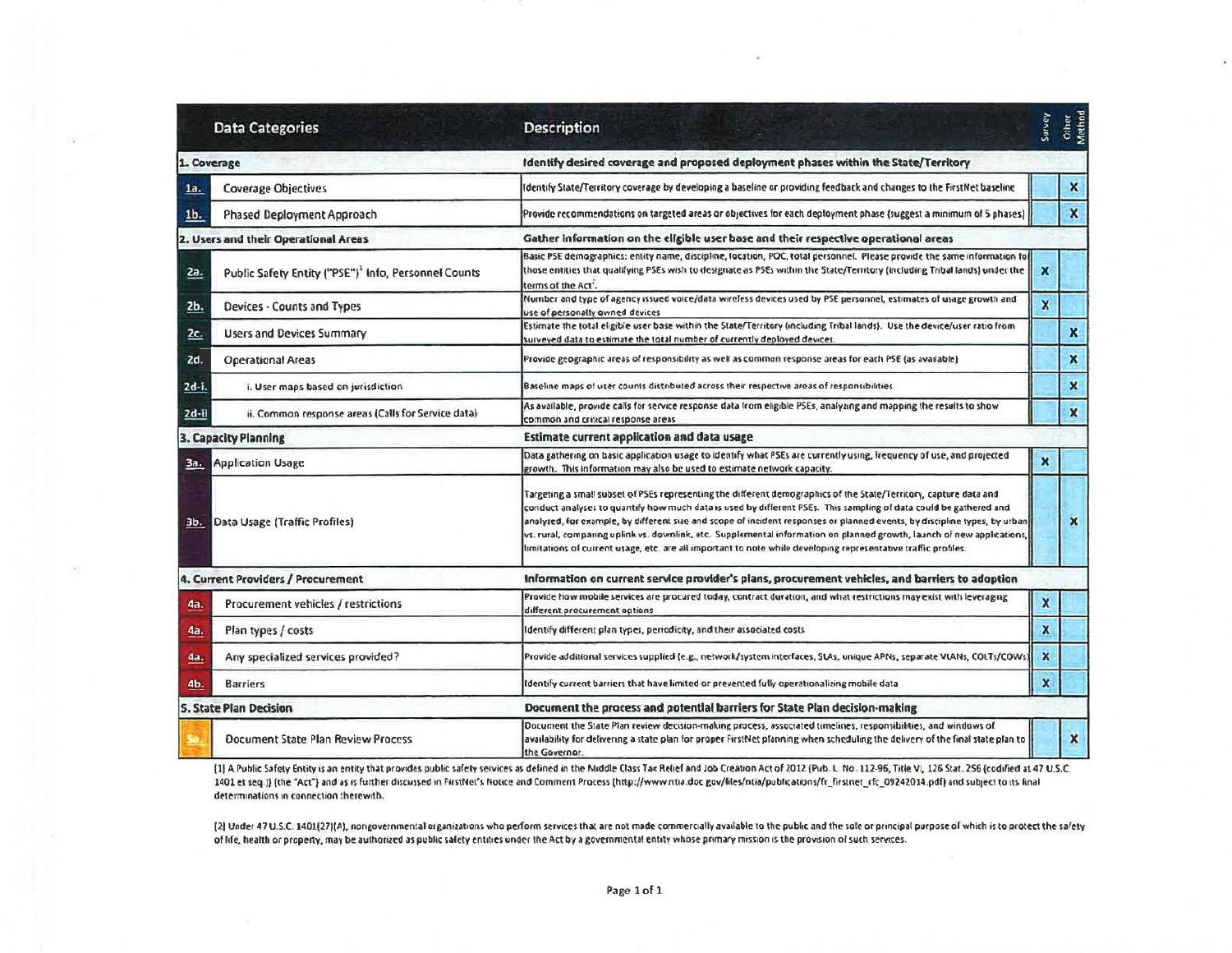| | Data Categories | Description | Survey | Other Method |
|---|---|---|---|---|
| **1. Coverage** | | **Identify desired coverage and proposed deployment phases within the State/Territory** | | |
| 1a. | Coverage Objectives | Identify State/Territory coverage by developing a baseline or providing feedback and changes to the FirstNet baseline | | X |
| 1b. | Phased Deployment Approach | Provide recommendations on targeted areas or objectives for each deployment phase (suggest a minimum of 5 phases) | | X |
| **2. Users and their Operational Areas** | | **Gather information on the eligible user base and their respective operational areas** | | |
| 2a. | Public Safety Entity ("PSE")[1] Info, Personnel Counts | Basic PSE demographics: entity name, discipline, location, POC, total personnel. Please provide the same information for those entities that qualifying PSEs wish to designate as PSEs within the State/Territory (including Tribal lands) under the terms of the Act[2]. | X | |
| 2b. | Devices - Counts and Types | Number and type of agency issued voice/data wireless devices used by PSE personnel, estimates of usage growth and use of personally owned devices | X | |
| 2c. | Users and Devices Summary | Estimate the total eligible user base within the State/Territory (including Tribal lands). Use the device/user ratio from surveyed data to estimate the total number of currently deployed devices. | | X |
| 2d. | Operational Areas | Provide geographic areas of responsibility as well as common response areas for each PSE (as available) | | X |
| 2d-i. | i. User maps based on jurisdiction | Baseline maps of user counts distributed across their respective areas of responsibilities | | X |
| 2d-ii | ii. Common response areas (Calls for Service data) | As available, provide calls for service response data from eligible PSEs, analyzing and mapping the results to show common and critical response areas | | X |
| **3. Capacity Planning** | | **Estimate current application and data usage** | | |
| 3a. | Application Usage | Data gathering on basic application usage to identify what PSEs are currently using, frequency of use, and projected growth. This information may also be used to estimate network capacity. | X | |
| 3b. | Data Usage (Traffic Profiles) | Targeting a small subset of PSEs representing the different demographics of the State/Territory, capture data and conduct analyses to quantify how much data is used by different PSEs. This sampling of data could be gathered and analyzed, for example, by different size and scope of incident responses or planned events, by discipline types, by urban vs. rural, comparing uplink vs. downlink, etc. Supplemental information on planned growth, launch of new applications, limitations of current usage, etc. are all important to note while developing representative traffic profiles. | | X |
| **4. Current Providers / Procurement** | | **Information on current service provider's plans, procurement vehicles, and barriers to adoption** | | |
| 4a. | Procurement vehicles / restrictions | Provide how mobile services are procured today, contract duration, and what restrictions may exist with leveraging different procurement options | X | |
| 4a. | Plan types / costs | Identify different plan types, periodicity, and their associated costs | X | |
| 4a. | Any specialized services provided? | Provide additional services supplied (e.g., network/system interfaces, SLAs, unique APNs, separate VLANs, COLTs/COWs) | X | |
| 4b. | Barriers | Identify current barriers that have limited or prevented fully operationalizing mobile data | X | |
| **5. State Plan Decision** | | **Document the process and potential barriers for State Plan decision-making** | | |
| 5a. | Document State Plan Review Process | Document the State Plan review decision-making process, associated timelines, responsibilities, and windows of availability for delivering a state plan for proper FirstNet planning when scheduling the delivery of the final state plan to the Governor. | | X |

[1] A Public Safety Entity is an entity that provides public safety services as defined in the Middle Class Tax Relief and Job Creation Act of 2012 (Pub. L. No. 112-96, Title VI, 126 Stat. 256 (codified at 47 U.S.C. 1401 et seq.)) (the "Act") and as is further discussed in FirstNet's Notice and Comment Process (http://www.ntia.doc.gov/files/ntia/publications/fr_firstnet_rfc_09242014.pdf) and subject to its final determinations in connection therewith.

[2] Under 47 U.S.C. 1401(27)(A), nongovernmental organizations who perform services that are not made commercially available to the public and the sole or principal purpose of which is to protect the safety of life, health or property, may be authorized as public safety entities under the Act by a governmental entity whose primary mission is the provision of such services.